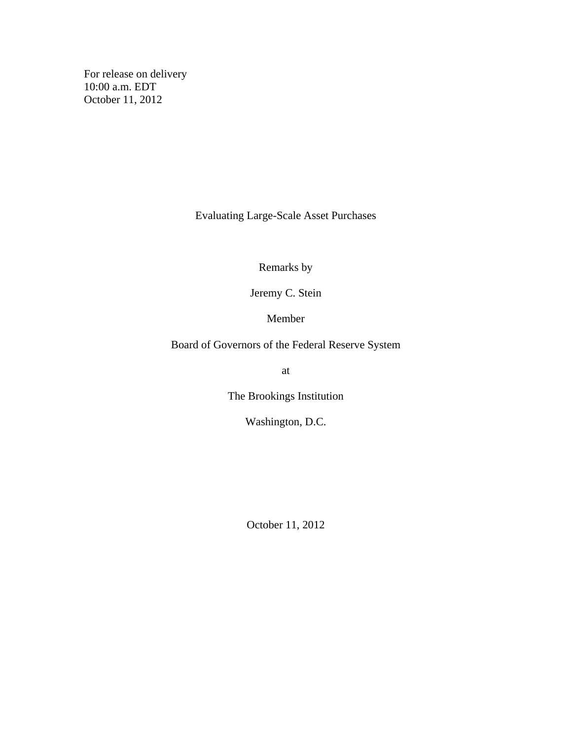For release on delivery
10:00 a.m. EDT
October 11, 2012

# Evaluating Large-Scale Asset Purchases

Remarks by

Jeremy C. Stein

Member

Board of Governors of the Federal Reserve System

at

The Brookings Institution

Washington, D.C.

October 11, 2012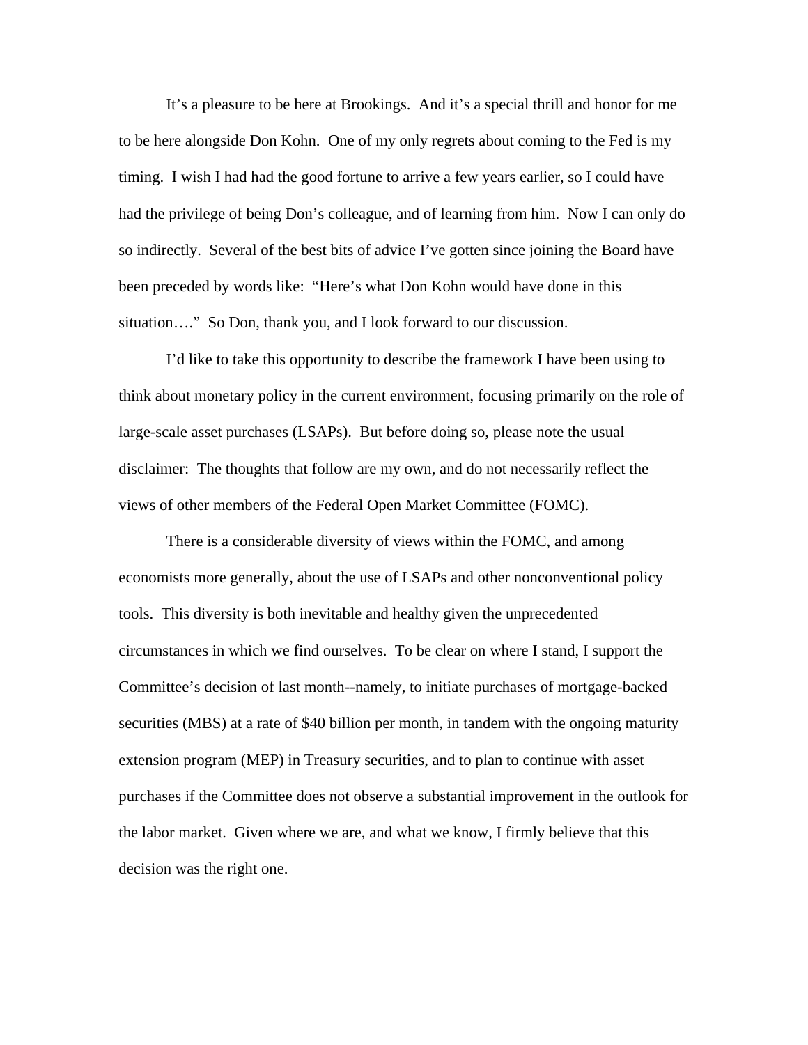It's a pleasure to be here at Brookings. And it's a special thrill and honor for me to be here alongside Don Kohn. One of my only regrets about coming to the Fed is my timing. I wish I had had the good fortune to arrive a few years earlier, so I could have had the privilege of being Don's colleague, and of learning from him. Now I can only do so indirectly. Several of the best bits of advice I've gotten since joining the Board have been preceded by words like: "Here's what Don Kohn would have done in this situation…." So Don, thank you, and I look forward to our discussion.

I'd like to take this opportunity to describe the framework I have been using to think about monetary policy in the current environment, focusing primarily on the role of large-scale asset purchases (LSAPs). But before doing so, please note the usual disclaimer: The thoughts that follow are my own, and do not necessarily reflect the views of other members of the Federal Open Market Committee (FOMC).

There is a considerable diversity of views within the FOMC, and among economists more generally, about the use of LSAPs and other nonconventional policy tools. This diversity is both inevitable and healthy given the unprecedented circumstances in which we find ourselves. To be clear on where I stand, I support the Committee's decision of last month--namely, to initiate purchases of mortgage-backed securities (MBS) at a rate of $40 billion per month, in tandem with the ongoing maturity extension program (MEP) in Treasury securities, and to plan to continue with asset purchases if the Committee does not observe a substantial improvement in the outlook for the labor market. Given where we are, and what we know, I firmly believe that this decision was the right one.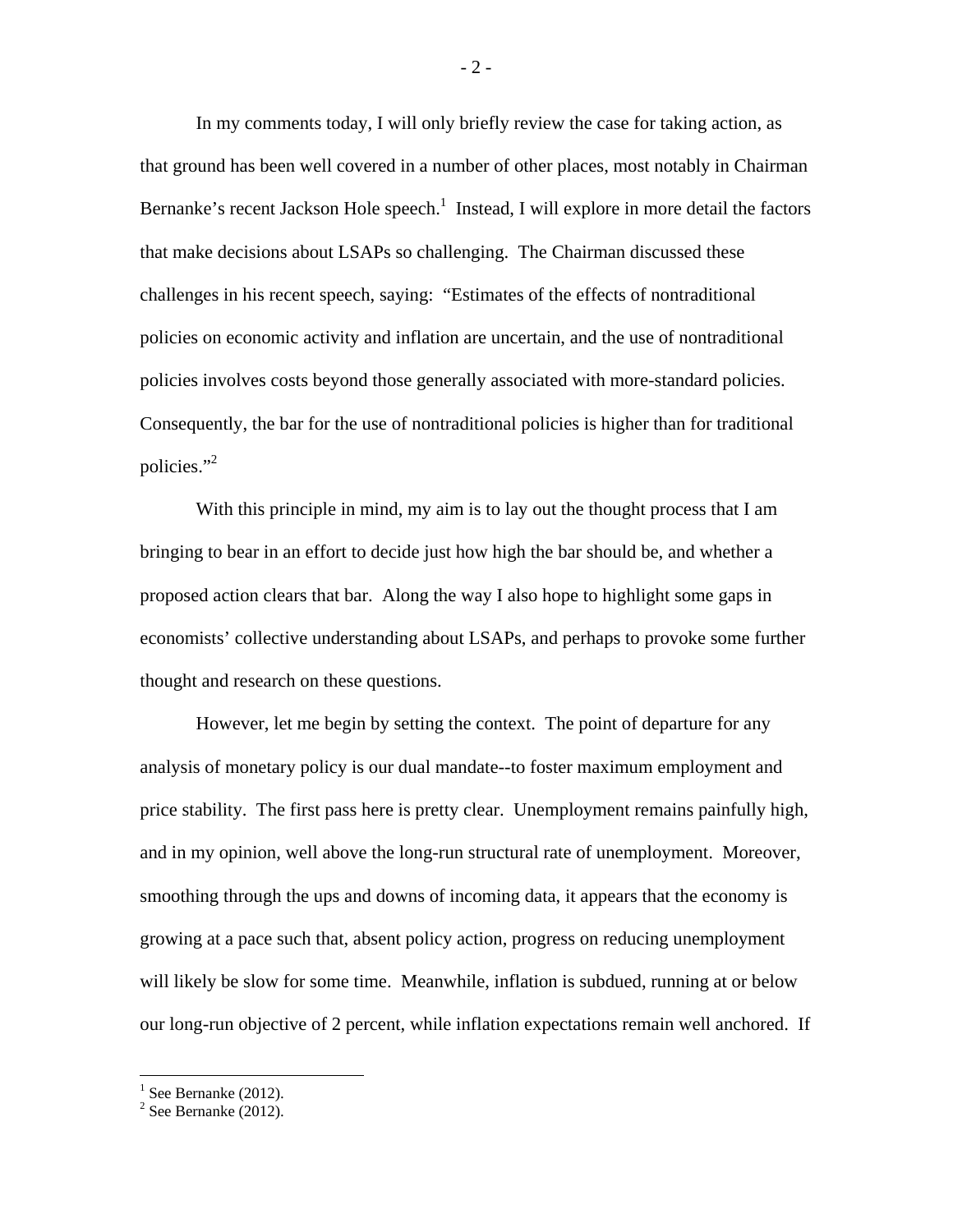In my comments today, I will only briefly review the case for taking action, as that ground has been well covered in a number of other places, most notably in Chairman Bernanke's recent Jackson Hole speech.[1] Instead, I will explore in more detail the factors that make decisions about LSAPs so challenging. The Chairman discussed these challenges in his recent speech, saying: "Estimates of the effects of nontraditional policies on economic activity and inflation are uncertain, and the use of nontraditional policies involves costs beyond those generally associated with more-standard policies. Consequently, the bar for the use of nontraditional policies is higher than for traditional policies."[2]

With this principle in mind, my aim is to lay out the thought process that I am bringing to bear in an effort to decide just how high the bar should be, and whether a proposed action clears that bar. Along the way I also hope to highlight some gaps in economists' collective understanding about LSAPs, and perhaps to provoke some further thought and research on these questions.

However, let me begin by setting the context. The point of departure for any analysis of monetary policy is our dual mandate--to foster maximum employment and price stability. The first pass here is pretty clear. Unemployment remains painfully high, and in my opinion, well above the long-run structural rate of unemployment. Moreover, smoothing through the ups and downs of incoming data, it appears that the economy is growing at a pace such that, absent policy action, progress on reducing unemployment will likely be slow for some time. Meanwhile, inflation is subdued, running at or below our long-run objective of 2 percent, while inflation expectations remain well anchored. If

[1] See Bernanke (2012).

[2] See Bernanke (2012).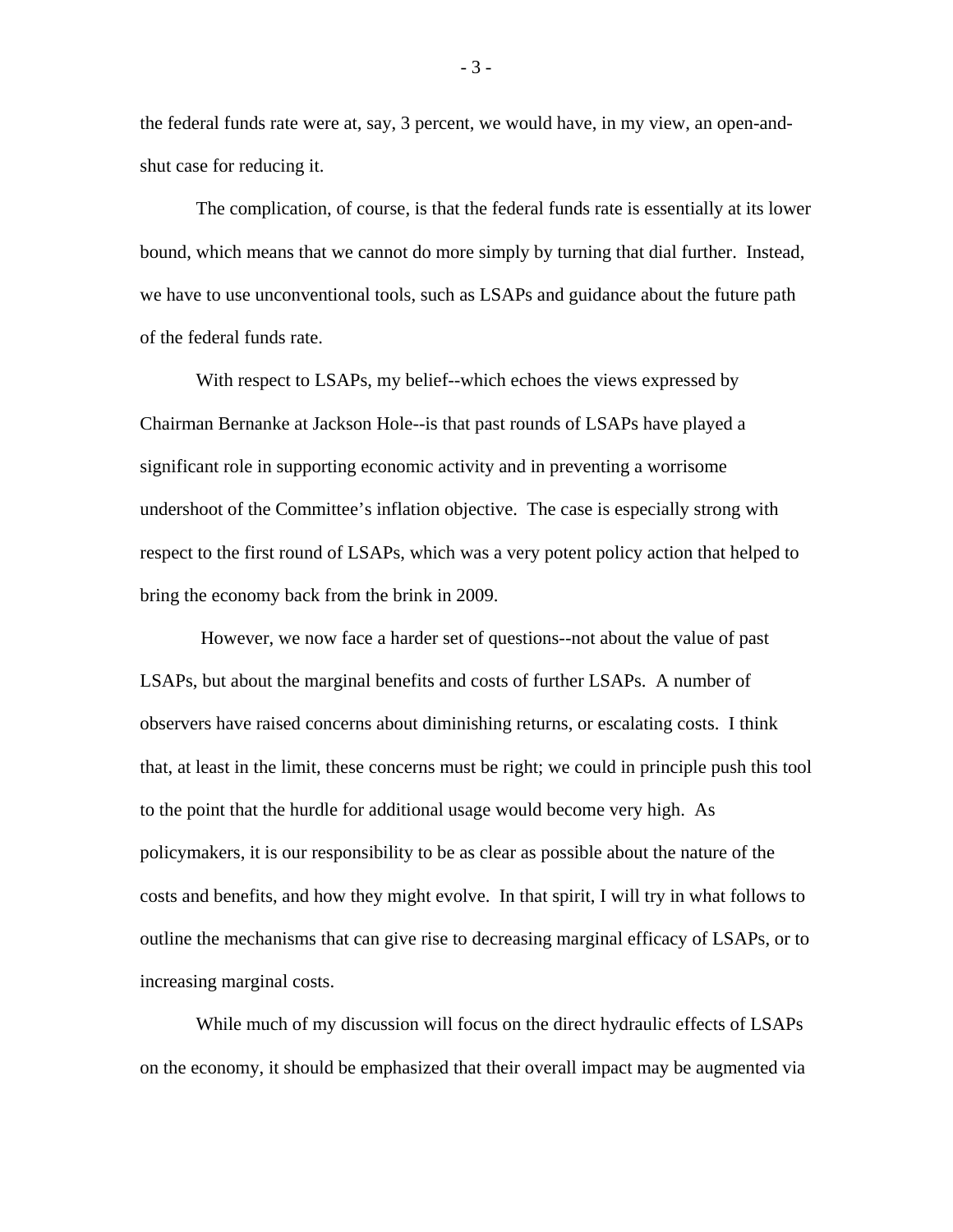the federal funds rate were at, say, 3 percent, we would have, in my view, an open-and-shut case for reducing it.

The complication, of course, is that the federal funds rate is essentially at its lower bound, which means that we cannot do more simply by turning that dial further. Instead, we have to use unconventional tools, such as LSAPs and guidance about the future path of the federal funds rate.

With respect to LSAPs, my belief--which echoes the views expressed by Chairman Bernanke at Jackson Hole--is that past rounds of LSAPs have played a significant role in supporting economic activity and in preventing a worrisome undershoot of the Committee's inflation objective. The case is especially strong with respect to the first round of LSAPs, which was a very potent policy action that helped to bring the economy back from the brink in 2009.

However, we now face a harder set of questions--not about the value of past LSAPs, but about the marginal benefits and costs of further LSAPs. A number of observers have raised concerns about diminishing returns, or escalating costs. I think that, at least in the limit, these concerns must be right; we could in principle push this tool to the point that the hurdle for additional usage would become very high. As policymakers, it is our responsibility to be as clear as possible about the nature of the costs and benefits, and how they might evolve. In that spirit, I will try in what follows to outline the mechanisms that can give rise to decreasing marginal efficacy of LSAPs, or to increasing marginal costs.

While much of my discussion will focus on the direct hydraulic effects of LSAPs on the economy, it should be emphasized that their overall impact may be augmented via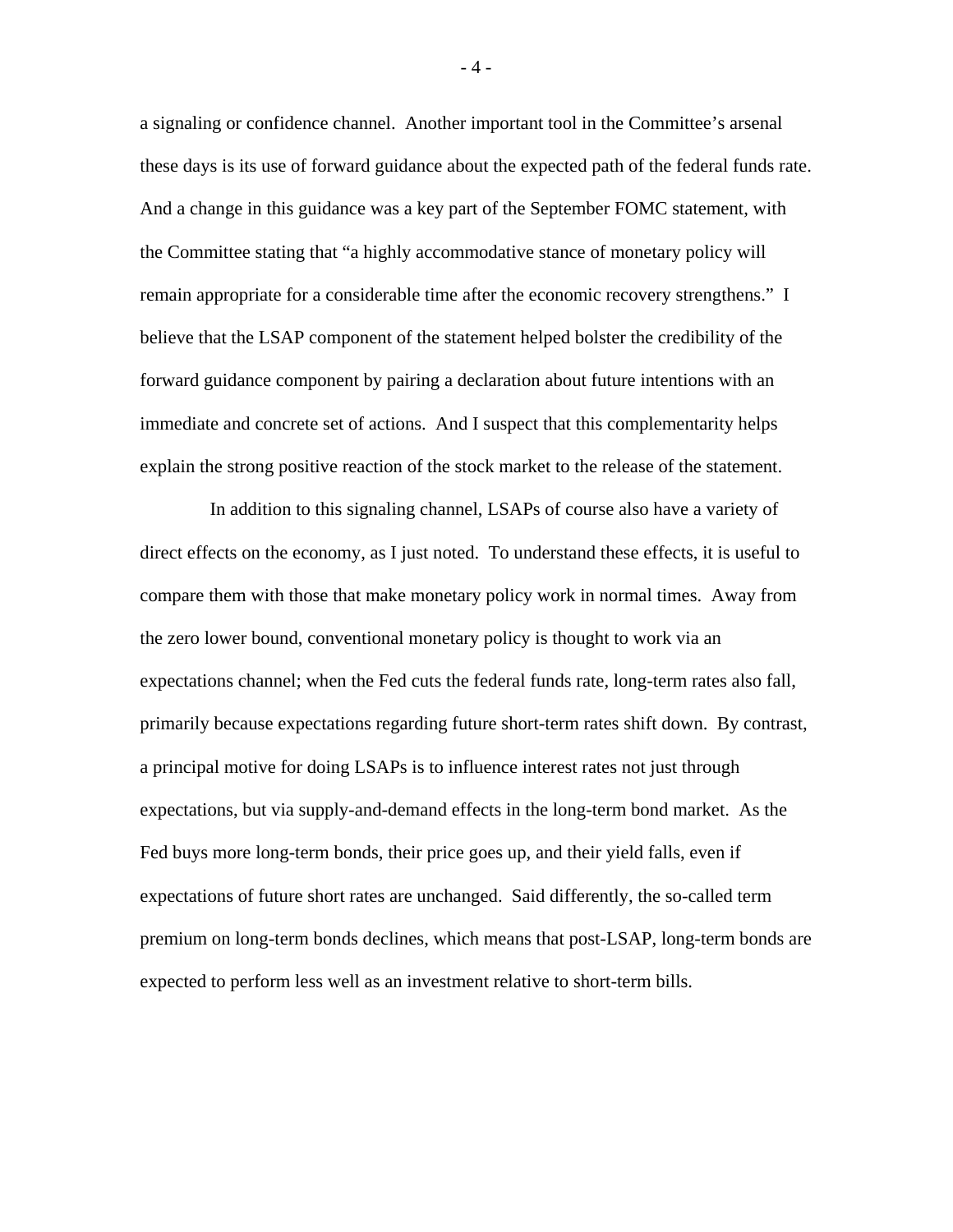a signaling or confidence channel. Another important tool in the Committee's arsenal these days is its use of forward guidance about the expected path of the federal funds rate. And a change in this guidance was a key part of the September FOMC statement, with the Committee stating that "a highly accommodative stance of monetary policy will remain appropriate for a considerable time after the economic recovery strengthens." I believe that the LSAP component of the statement helped bolster the credibility of the forward guidance component by pairing a declaration about future intentions with an immediate and concrete set of actions. And I suspect that this complementarity helps explain the strong positive reaction of the stock market to the release of the statement.

In addition to this signaling channel, LSAPs of course also have a variety of direct effects on the economy, as I just noted. To understand these effects, it is useful to compare them with those that make monetary policy work in normal times. Away from the zero lower bound, conventional monetary policy is thought to work via an expectations channel; when the Fed cuts the federal funds rate, long-term rates also fall, primarily because expectations regarding future short-term rates shift down. By contrast, a principal motive for doing LSAPs is to influence interest rates not just through expectations, but via supply-and-demand effects in the long-term bond market. As the Fed buys more long-term bonds, their price goes up, and their yield falls, even if expectations of future short rates are unchanged. Said differently, the so-called term premium on long-term bonds declines, which means that post-LSAP, long-term bonds are expected to perform less well as an investment relative to short-term bills.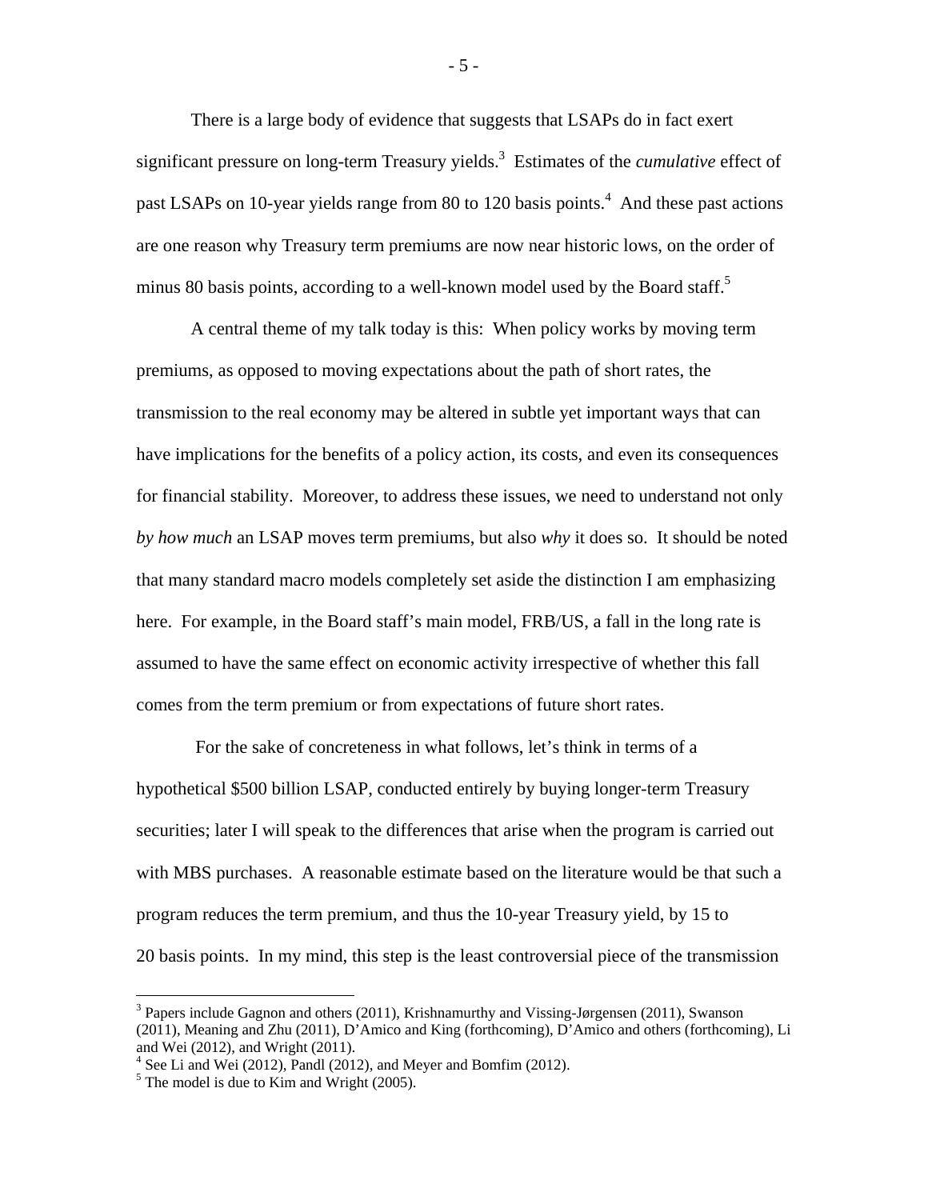There is a large body of evidence that suggests that LSAPs do in fact exert significant pressure on long-term Treasury yields.[3] Estimates of the *cumulative* effect of past LSAPs on 10-year yields range from 80 to 120 basis points.[4] And these past actions are one reason why Treasury term premiums are now near historic lows, on the order of minus 80 basis points, according to a well-known model used by the Board staff.[5]

A central theme of my talk today is this: When policy works by moving term premiums, as opposed to moving expectations about the path of short rates, the transmission to the real economy may be altered in subtle yet important ways that can have implications for the benefits of a policy action, its costs, and even its consequences for financial stability. Moreover, to address these issues, we need to understand not only *by how much* an LSAP moves term premiums, but also *why* it does so. It should be noted that many standard macro models completely set aside the distinction I am emphasizing here. For example, in the Board staff's main model, FRB/US, a fall in the long rate is assumed to have the same effect on economic activity irrespective of whether this fall comes from the term premium or from expectations of future short rates.

For the sake of concreteness in what follows, let's think in terms of a hypothetical $500 billion LSAP, conducted entirely by buying longer-term Treasury securities; later I will speak to the differences that arise when the program is carried out with MBS purchases. A reasonable estimate based on the literature would be that such a program reduces the term premium, and thus the 10-year Treasury yield, by 15 to 20 basis points. In my mind, this step is the least controversial piece of the transmission

---

[3] Papers include Gagnon and others (2011), Krishnamurthy and Vissing-Jørgensen (2011), Swanson (2011), Meaning and Zhu (2011), D'Amico and King (forthcoming), D'Amico and others (forthcoming), Li and Wei (2012), and Wright (2011).

[4] See Li and Wei (2012), Pandl (2012), and Meyer and Bomfim (2012).

[5] The model is due to Kim and Wright (2005).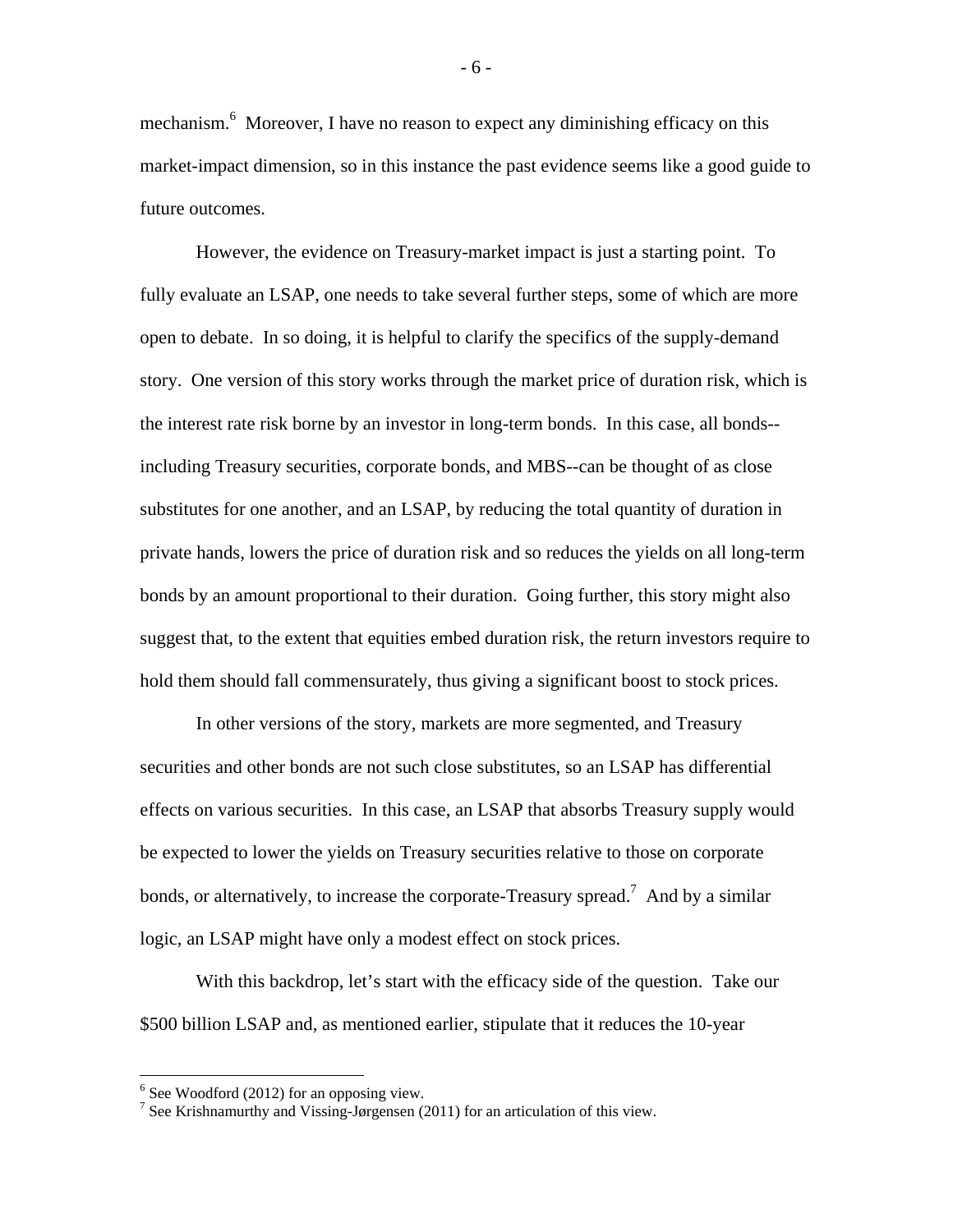mechanism.[6] Moreover, I have no reason to expect any diminishing efficacy on this market-impact dimension, so in this instance the past evidence seems like a good guide to future outcomes.

However, the evidence on Treasury-market impact is just a starting point. To fully evaluate an LSAP, one needs to take several further steps, some of which are more open to debate. In so doing, it is helpful to clarify the specifics of the supply-demand story. One version of this story works through the market price of duration risk, which is the interest rate risk borne by an investor in long-term bonds. In this case, all bonds--including Treasury securities, corporate bonds, and MBS--can be thought of as close substitutes for one another, and an LSAP, by reducing the total quantity of duration in private hands, lowers the price of duration risk and so reduces the yields on all long-term bonds by an amount proportional to their duration. Going further, this story might also suggest that, to the extent that equities embed duration risk, the return investors require to hold them should fall commensurately, thus giving a significant boost to stock prices.

In other versions of the story, markets are more segmented, and Treasury securities and other bonds are not such close substitutes, so an LSAP has differential effects on various securities. In this case, an LSAP that absorbs Treasury supply would be expected to lower the yields on Treasury securities relative to those on corporate bonds, or alternatively, to increase the corporate-Treasury spread.[7] And by a similar logic, an LSAP might have only a modest effect on stock prices.

With this backdrop, let's start with the efficacy side of the question. Take our \$500 billion LSAP and, as mentioned earlier, stipulate that it reduces the 10-year

[6] See Woodford (2012) for an opposing view.

[7] See Krishnamurthy and Vissing-Jørgensen (2011) for an articulation of this view.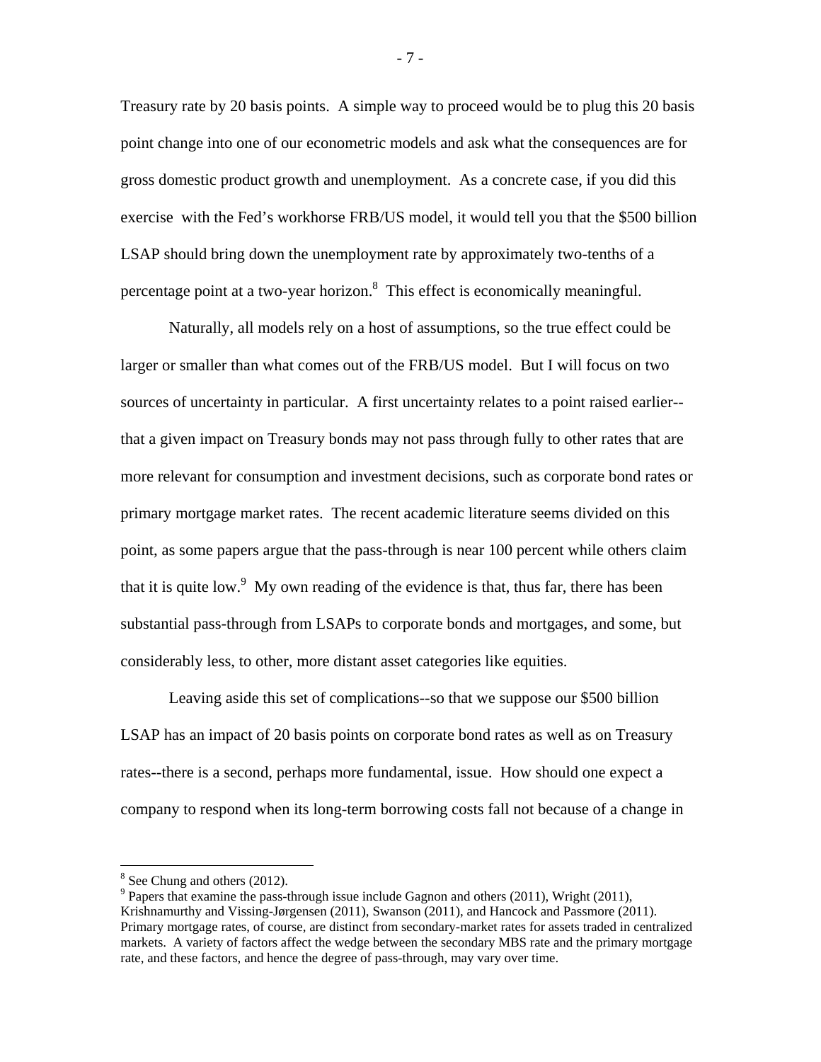Treasury rate by 20 basis points. A simple way to proceed would be to plug this 20 basis point change into one of our econometric models and ask what the consequences are for gross domestic product growth and unemployment. As a concrete case, if you did this exercise with the Fed's workhorse FRB/US model, it would tell you that the $500 billion LSAP should bring down the unemployment rate by approximately two-tenths of a percentage point at a two-year horizon.[8] This effect is economically meaningful.

Naturally, all models rely on a host of assumptions, so the true effect could be larger or smaller than what comes out of the FRB/US model. But I will focus on two sources of uncertainty in particular. A first uncertainty relates to a point raised earlier--that a given impact on Treasury bonds may not pass through fully to other rates that are more relevant for consumption and investment decisions, such as corporate bond rates or primary mortgage market rates. The recent academic literature seems divided on this point, as some papers argue that the pass-through is near 100 percent while others claim that it is quite low.[9] My own reading of the evidence is that, thus far, there has been substantial pass-through from LSAPs to corporate bonds and mortgages, and some, but considerably less, to other, more distant asset categories like equities.

Leaving aside this set of complications--so that we suppose our $500 billion LSAP has an impact of 20 basis points on corporate bond rates as well as on Treasury rates--there is a second, perhaps more fundamental, issue. How should one expect a company to respond when its long-term borrowing costs fall not because of a change in

---

[8] See Chung and others (2012).

[9] Papers that examine the pass-through issue include Gagnon and others (2011), Wright (2011), Krishnamurthy and Vissing-Jørgensen (2011), Swanson (2011), and Hancock and Passmore (2011). Primary mortgage rates, of course, are distinct from secondary-market rates for assets traded in centralized markets. A variety of factors affect the wedge between the secondary MBS rate and the primary mortgage rate, and these factors, and hence the degree of pass-through, may vary over time.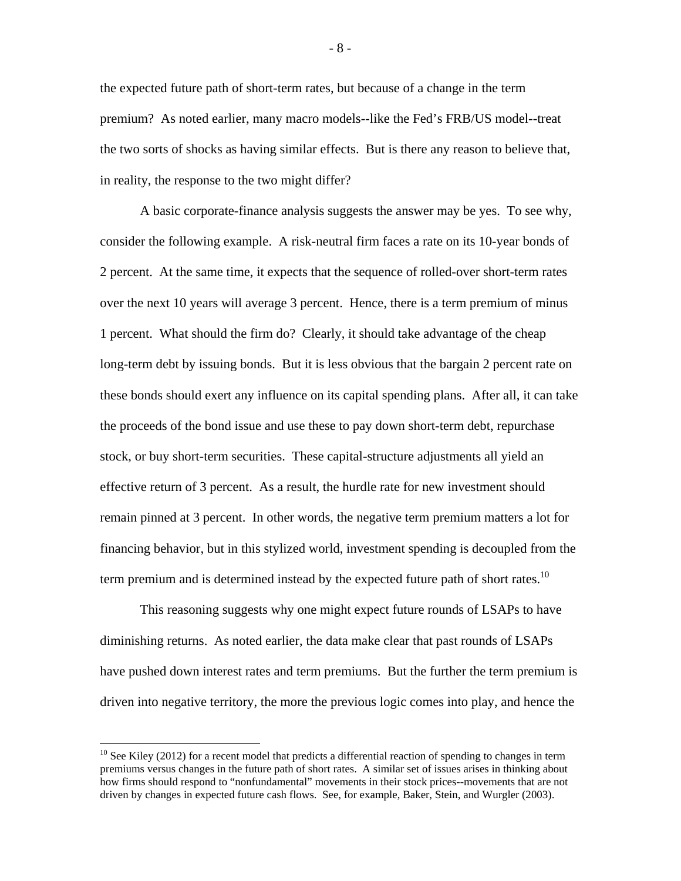the expected future path of short-term rates, but because of a change in the term premium? As noted earlier, many macro models--like the Fed's FRB/US model--treat the two sorts of shocks as having similar effects. But is there any reason to believe that, in reality, the response to the two might differ?

A basic corporate-finance analysis suggests the answer may be yes. To see why, consider the following example. A risk-neutral firm faces a rate on its 10-year bonds of 2 percent. At the same time, it expects that the sequence of rolled-over short-term rates over the next 10 years will average 3 percent. Hence, there is a term premium of minus 1 percent. What should the firm do? Clearly, it should take advantage of the cheap long-term debt by issuing bonds. But it is less obvious that the bargain 2 percent rate on these bonds should exert any influence on its capital spending plans. After all, it can take the proceeds of the bond issue and use these to pay down short-term debt, repurchase stock, or buy short-term securities. These capital-structure adjustments all yield an effective return of 3 percent. As a result, the hurdle rate for new investment should remain pinned at 3 percent. In other words, the negative term premium matters a lot for financing behavior, but in this stylized world, investment spending is decoupled from the term premium and is determined instead by the expected future path of short rates.[10]

This reasoning suggests why one might expect future rounds of LSAPs to have diminishing returns. As noted earlier, the data make clear that past rounds of LSAPs have pushed down interest rates and term premiums. But the further the term premium is driven into negative territory, the more the previous logic comes into play, and hence the

---

[10] See Kiley (2012) for a recent model that predicts a differential reaction of spending to changes in term premiums versus changes in the future path of short rates. A similar set of issues arises in thinking about how firms should respond to "nonfundamental" movements in their stock prices--movements that are not driven by changes in expected future cash flows. See, for example, Baker, Stein, and Wurgler (2003).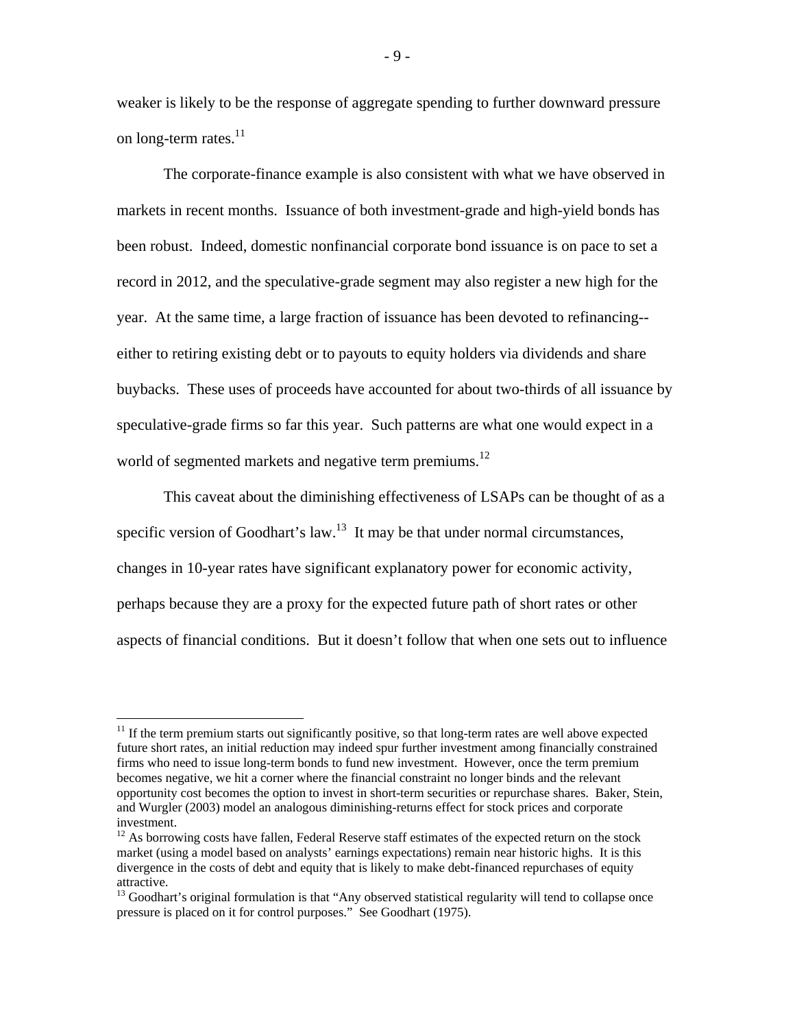weaker is likely to be the response of aggregate spending to further downward pressure on long-term rates.[11]

The corporate-finance example is also consistent with what we have observed in markets in recent months. Issuance of both investment-grade and high-yield bonds has been robust. Indeed, domestic nonfinancial corporate bond issuance is on pace to set a record in 2012, and the speculative-grade segment may also register a new high for the year. At the same time, a large fraction of issuance has been devoted to refinancing--either to retiring existing debt or to payouts to equity holders via dividends and share buybacks. These uses of proceeds have accounted for about two-thirds of all issuance by speculative-grade firms so far this year. Such patterns are what one would expect in a world of segmented markets and negative term premiums.[12]

This caveat about the diminishing effectiveness of LSAPs can be thought of as a specific version of Goodhart's law.[13] It may be that under normal circumstances, changes in 10-year rates have significant explanatory power for economic activity, perhaps because they are a proxy for the expected future path of short rates or other aspects of financial conditions. But it doesn't follow that when one sets out to influence

---

[11] If the term premium starts out significantly positive, so that long-term rates are well above expected future short rates, an initial reduction may indeed spur further investment among financially constrained firms who need to issue long-term bonds to fund new investment. However, once the term premium becomes negative, we hit a corner where the financial constraint no longer binds and the relevant opportunity cost becomes the option to invest in short-term securities or repurchase shares. Baker, Stein, and Wurgler (2003) model an analogous diminishing-returns effect for stock prices and corporate investment.

[12] As borrowing costs have fallen, Federal Reserve staff estimates of the expected return on the stock market (using a model based on analysts' earnings expectations) remain near historic highs. It is this divergence in the costs of debt and equity that is likely to make debt-financed repurchases of equity attractive.

[13] Goodhart's original formulation is that "Any observed statistical regularity will tend to collapse once pressure is placed on it for control purposes." See Goodhart (1975).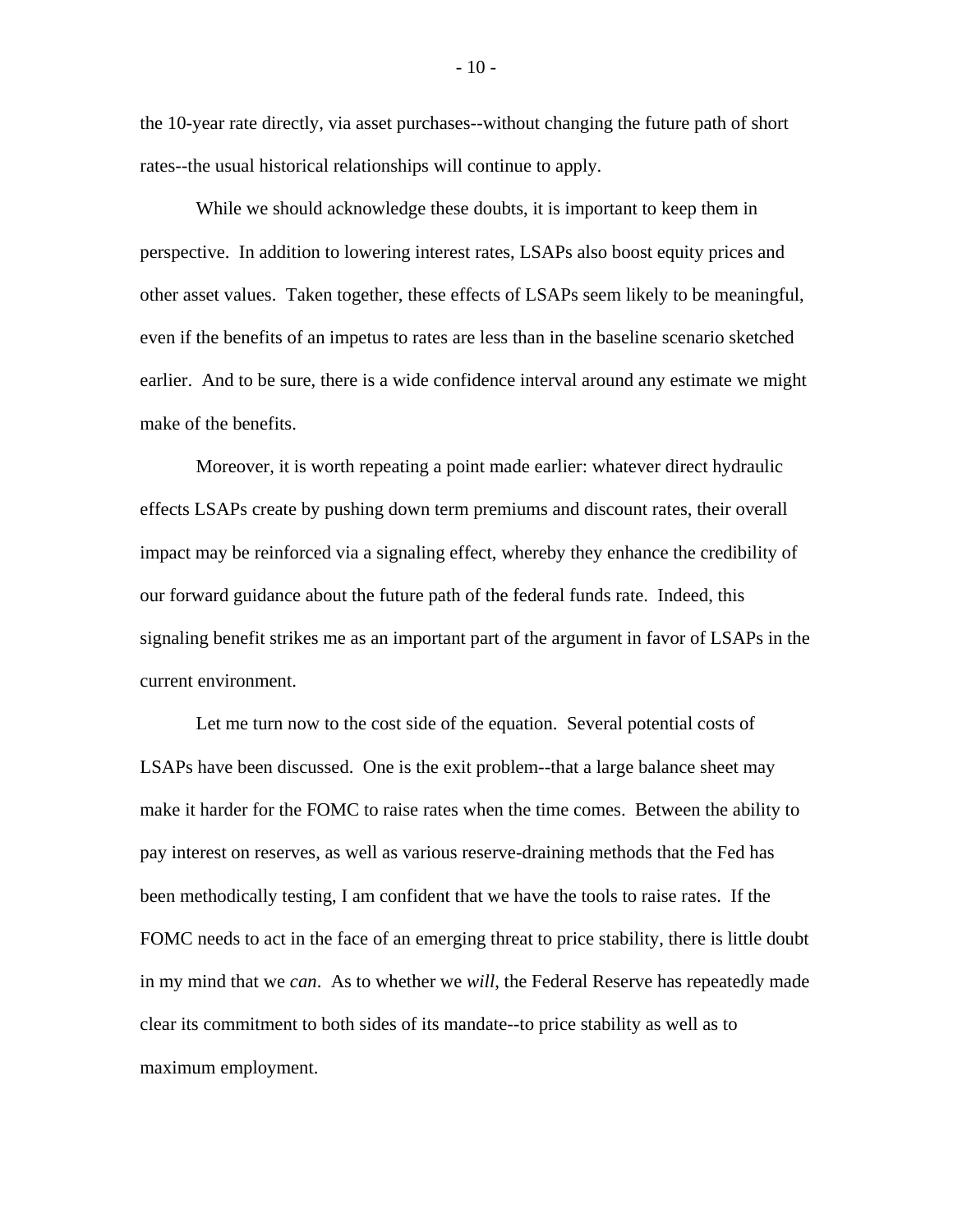the 10-year rate directly, via asset purchases--without changing the future path of short rates--the usual historical relationships will continue to apply.

While we should acknowledge these doubts, it is important to keep them in perspective. In addition to lowering interest rates, LSAPs also boost equity prices and other asset values. Taken together, these effects of LSAPs seem likely to be meaningful, even if the benefits of an impetus to rates are less than in the baseline scenario sketched earlier. And to be sure, there is a wide confidence interval around any estimate we might make of the benefits.

Moreover, it is worth repeating a point made earlier: whatever direct hydraulic effects LSAPs create by pushing down term premiums and discount rates, their overall impact may be reinforced via a signaling effect, whereby they enhance the credibility of our forward guidance about the future path of the federal funds rate. Indeed, this signaling benefit strikes me as an important part of the argument in favor of LSAPs in the current environment.

Let me turn now to the cost side of the equation. Several potential costs of LSAPs have been discussed. One is the exit problem--that a large balance sheet may make it harder for the FOMC to raise rates when the time comes. Between the ability to pay interest on reserves, as well as various reserve-draining methods that the Fed has been methodically testing, I am confident that we have the tools to raise rates. If the FOMC needs to act in the face of an emerging threat to price stability, there is little doubt in my mind that we *can*. As to whether we *will*, the Federal Reserve has repeatedly made clear its commitment to both sides of its mandate--to price stability as well as to maximum employment.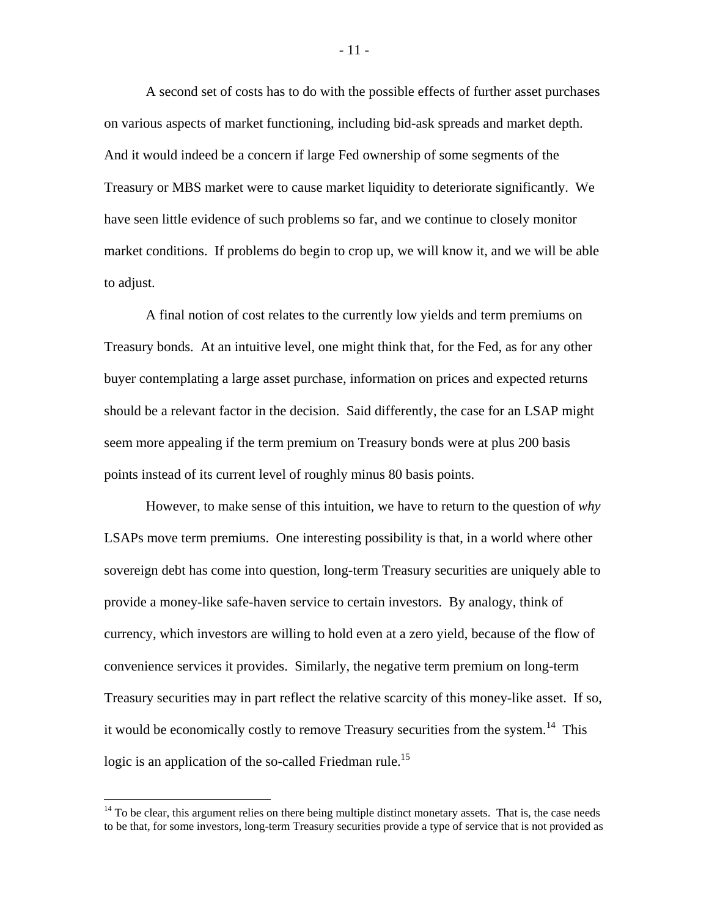A second set of costs has to do with the possible effects of further asset purchases on various aspects of market functioning, including bid-ask spreads and market depth. And it would indeed be a concern if large Fed ownership of some segments of the Treasury or MBS market were to cause market liquidity to deteriorate significantly. We have seen little evidence of such problems so far, and we continue to closely monitor market conditions. If problems do begin to crop up, we will know it, and we will be able to adjust.

A final notion of cost relates to the currently low yields and term premiums on Treasury bonds. At an intuitive level, one might think that, for the Fed, as for any other buyer contemplating a large asset purchase, information on prices and expected returns should be a relevant factor in the decision. Said differently, the case for an LSAP might seem more appealing if the term premium on Treasury bonds were at plus 200 basis points instead of its current level of roughly minus 80 basis points.

However, to make sense of this intuition, we have to return to the question of *why* LSAPs move term premiums. One interesting possibility is that, in a world where other sovereign debt has come into question, long-term Treasury securities are uniquely able to provide a money-like safe-haven service to certain investors. By analogy, think of currency, which investors are willing to hold even at a zero yield, because of the flow of convenience services it provides. Similarly, the negative term premium on long-term Treasury securities may in part reflect the relative scarcity of this money-like asset. If so, it would be economically costly to remove Treasury securities from the system.[14] This logic is an application of the so-called Friedman rule.[15]

---

[14] To be clear, this argument relies on there being multiple distinct monetary assets. That is, the case needs to be that, for some investors, long-term Treasury securities provide a type of service that is not provided as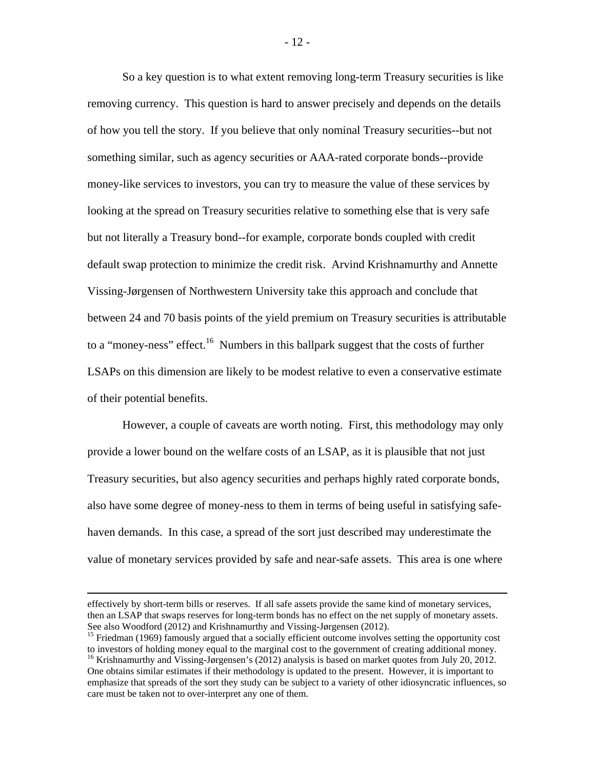So a key question is to what extent removing long-term Treasury securities is like removing currency. This question is hard to answer precisely and depends on the details of how you tell the story. If you believe that only nominal Treasury securities--but not something similar, such as agency securities or AAA-rated corporate bonds--provide money-like services to investors, you can try to measure the value of these services by looking at the spread on Treasury securities relative to something else that is very safe but not literally a Treasury bond--for example, corporate bonds coupled with credit default swap protection to minimize the credit risk. Arvind Krishnamurthy and Annette Vissing-Jørgensen of Northwestern University take this approach and conclude that between 24 and 70 basis points of the yield premium on Treasury securities is attributable to a "money-ness" effect.[16] Numbers in this ballpark suggest that the costs of further LSAPs on this dimension are likely to be modest relative to even a conservative estimate of their potential benefits.

However, a couple of caveats are worth noting. First, this methodology may only provide a lower bound on the welfare costs of an LSAP, as it is plausible that not just Treasury securities, but also agency securities and perhaps highly rated corporate bonds, also have some degree of money-ness to them in terms of being useful in satisfying safe-haven demands. In this case, a spread of the sort just described may underestimate the value of monetary services provided by safe and near-safe assets. This area is one where

---

effectively by short-term bills or reserves. If all safe assets provide the same kind of monetary services, then an LSAP that swaps reserves for long-term bonds has no effect on the net supply of monetary assets. See also Woodford (2012) and Krishnamurthy and Vissing-Jørgensen (2012).

[15] Friedman (1969) famously argued that a socially efficient outcome involves setting the opportunity cost to investors of holding money equal to the marginal cost to the government of creating additional money.

[16] Krishnamurthy and Vissing-Jørgensen's (2012) analysis is based on market quotes from July 20, 2012. One obtains similar estimates if their methodology is updated to the present. However, it is important to emphasize that spreads of the sort they study can be subject to a variety of other idiosyncratic influences, so care must be taken not to over-interpret any one of them.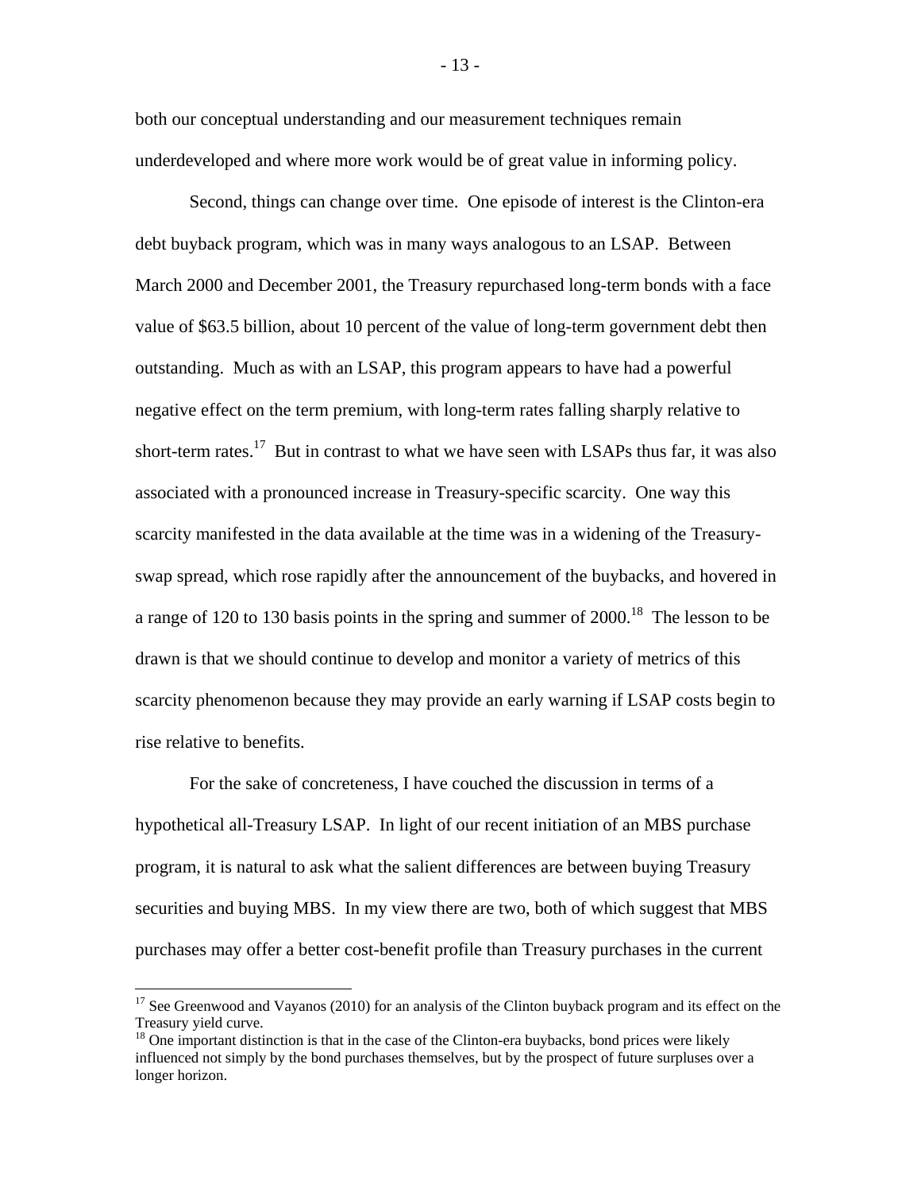both our conceptual understanding and our measurement techniques remain underdeveloped and where more work would be of great value in informing policy.

Second, things can change over time. One episode of interest is the Clinton-era debt buyback program, which was in many ways analogous to an LSAP. Between March 2000 and December 2001, the Treasury repurchased long-term bonds with a face value of $63.5 billion, about 10 percent of the value of long-term government debt then outstanding. Much as with an LSAP, this program appears to have had a powerful negative effect on the term premium, with long-term rates falling sharply relative to short-term rates.[17] But in contrast to what we have seen with LSAPs thus far, it was also associated with a pronounced increase in Treasury-specific scarcity. One way this scarcity manifested in the data available at the time was in a widening of the Treasury-swap spread, which rose rapidly after the announcement of the buybacks, and hovered in a range of 120 to 130 basis points in the spring and summer of 2000.[18] The lesson to be drawn is that we should continue to develop and monitor a variety of metrics of this scarcity phenomenon because they may provide an early warning if LSAP costs begin to rise relative to benefits.

For the sake of concreteness, I have couched the discussion in terms of a hypothetical all-Treasury LSAP. In light of our recent initiation of an MBS purchase program, it is natural to ask what the salient differences are between buying Treasury securities and buying MBS. In my view there are two, both of which suggest that MBS purchases may offer a better cost-benefit profile than Treasury purchases in the current

---

[17] See Greenwood and Vayanos (2010) for an analysis of the Clinton buyback program and its effect on the Treasury yield curve.

[18] One important distinction is that in the case of the Clinton-era buybacks, bond prices were likely influenced not simply by the bond purchases themselves, but by the prospect of future surpluses over a longer horizon.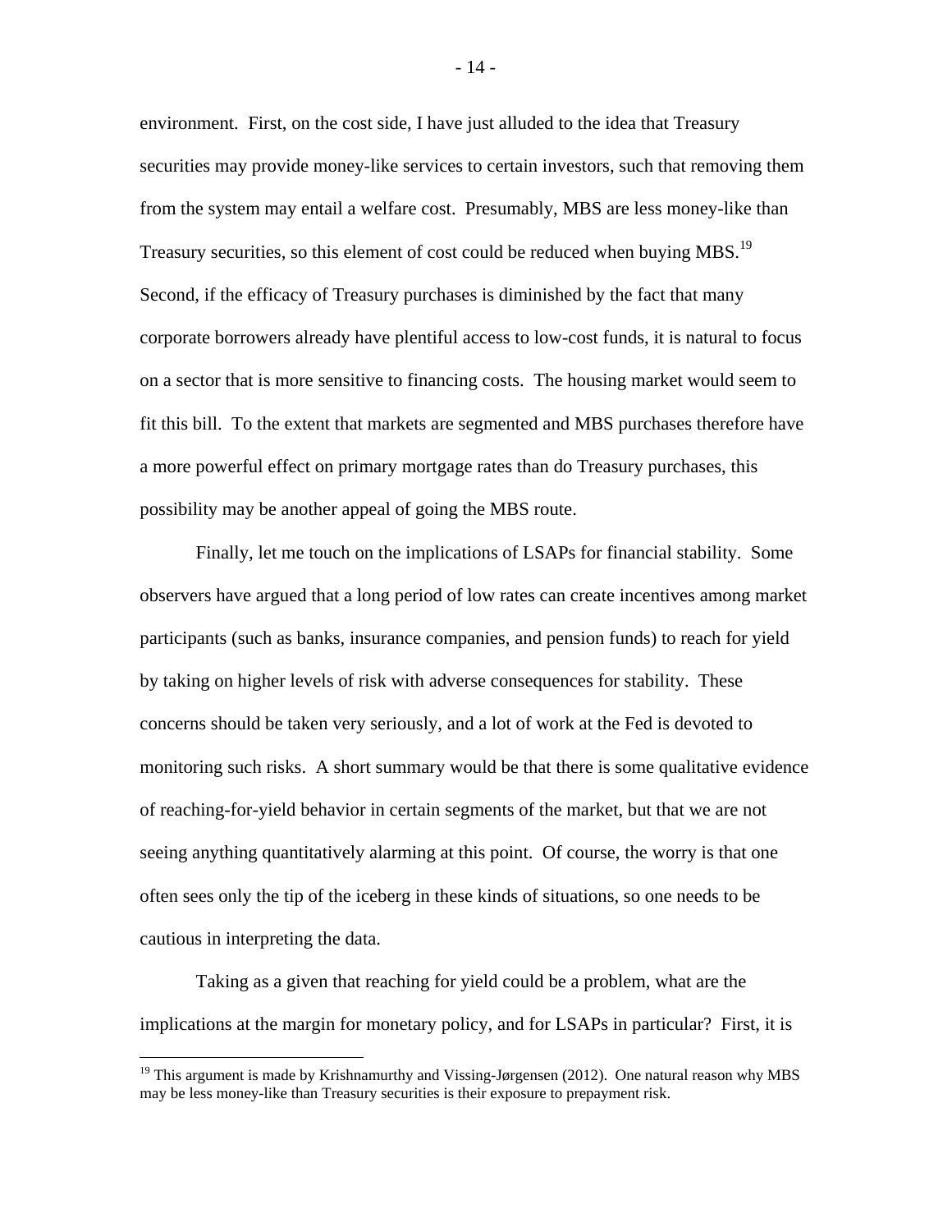environment. First, on the cost side, I have just alluded to the idea that Treasury securities may provide money-like services to certain investors, such that removing them from the system may entail a welfare cost. Presumably, MBS are less money-like than Treasury securities, so this element of cost could be reduced when buying MBS.[19] Second, if the efficacy of Treasury purchases is diminished by the fact that many corporate borrowers already have plentiful access to low-cost funds, it is natural to focus on a sector that is more sensitive to financing costs. The housing market would seem to fit this bill. To the extent that markets are segmented and MBS purchases therefore have a more powerful effect on primary mortgage rates than do Treasury purchases, this possibility may be another appeal of going the MBS route.

Finally, let me touch on the implications of LSAPs for financial stability. Some observers have argued that a long period of low rates can create incentives among market participants (such as banks, insurance companies, and pension funds) to reach for yield by taking on higher levels of risk with adverse consequences for stability. These concerns should be taken very seriously, and a lot of work at the Fed is devoted to monitoring such risks. A short summary would be that there is some qualitative evidence of reaching-for-yield behavior in certain segments of the market, but that we are not seeing anything quantitatively alarming at this point. Of course, the worry is that one often sees only the tip of the iceberg in these kinds of situations, so one needs to be cautious in interpreting the data.

Taking as a given that reaching for yield could be a problem, what are the implications at the margin for monetary policy, and for LSAPs in particular? First, it is

---

[19] This argument is made by Krishnamurthy and Vissing-Jørgensen (2012). One natural reason why MBS may be less money-like than Treasury securities is their exposure to prepayment risk.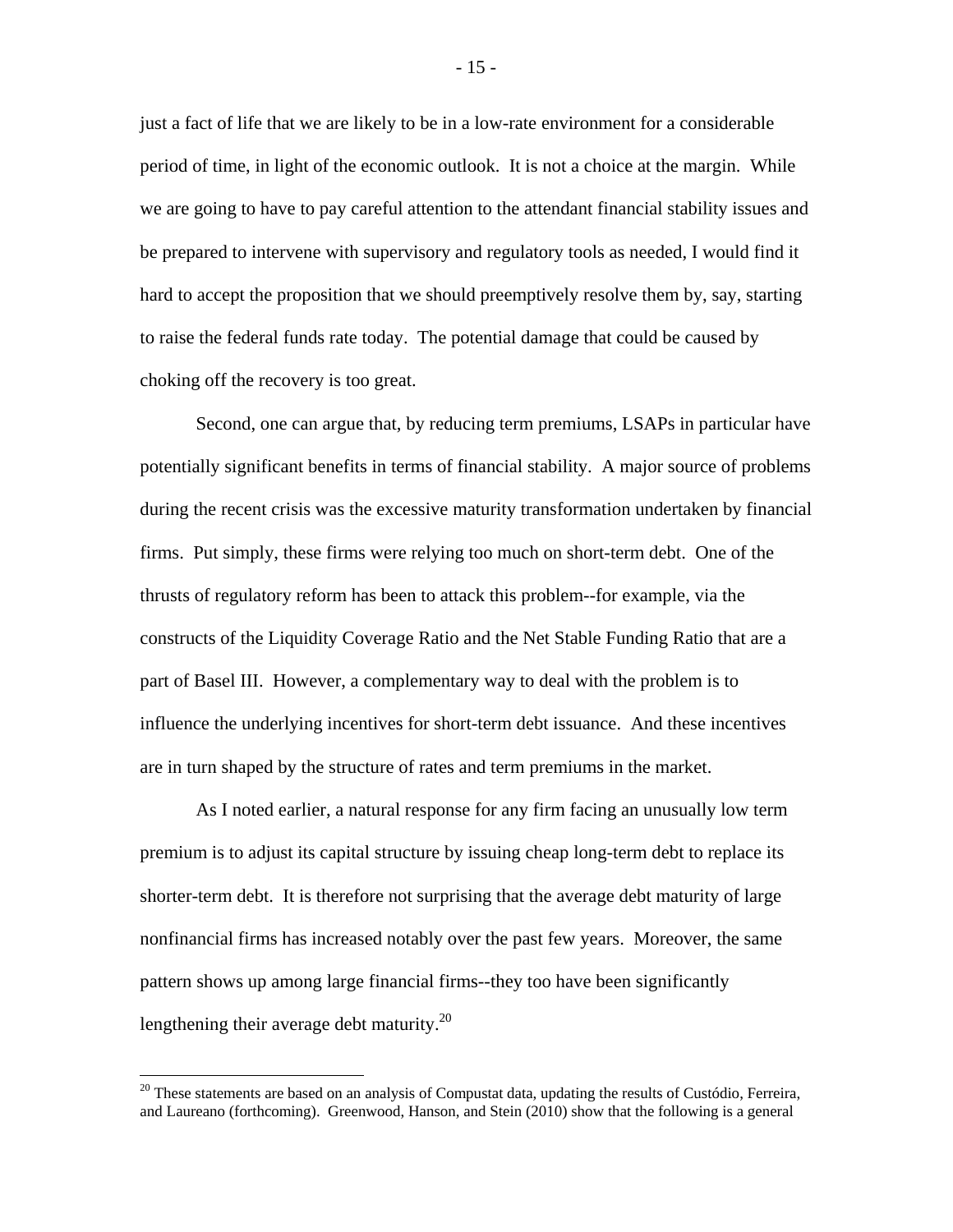just a fact of life that we are likely to be in a low-rate environment for a considerable period of time, in light of the economic outlook. It is not a choice at the margin. While we are going to have to pay careful attention to the attendant financial stability issues and be prepared to intervene with supervisory and regulatory tools as needed, I would find it hard to accept the proposition that we should preemptively resolve them by, say, starting to raise the federal funds rate today. The potential damage that could be caused by choking off the recovery is too great.

Second, one can argue that, by reducing term premiums, LSAPs in particular have potentially significant benefits in terms of financial stability. A major source of problems during the recent crisis was the excessive maturity transformation undertaken by financial firms. Put simply, these firms were relying too much on short-term debt. One of the thrusts of regulatory reform has been to attack this problem--for example, via the constructs of the Liquidity Coverage Ratio and the Net Stable Funding Ratio that are a part of Basel III. However, a complementary way to deal with the problem is to influence the underlying incentives for short-term debt issuance. And these incentives are in turn shaped by the structure of rates and term premiums in the market.

As I noted earlier, a natural response for any firm facing an unusually low term premium is to adjust its capital structure by issuing cheap long-term debt to replace its shorter-term debt. It is therefore not surprising that the average debt maturity of large nonfinancial firms has increased notably over the past few years. Moreover, the same pattern shows up among large financial firms--they too have been significantly lengthening their average debt maturity.[20]

[20] These statements are based on an analysis of Compustat data, updating the results of Custódio, Ferreira, and Laureano (forthcoming). Greenwood, Hanson, and Stein (2010) show that the following is a general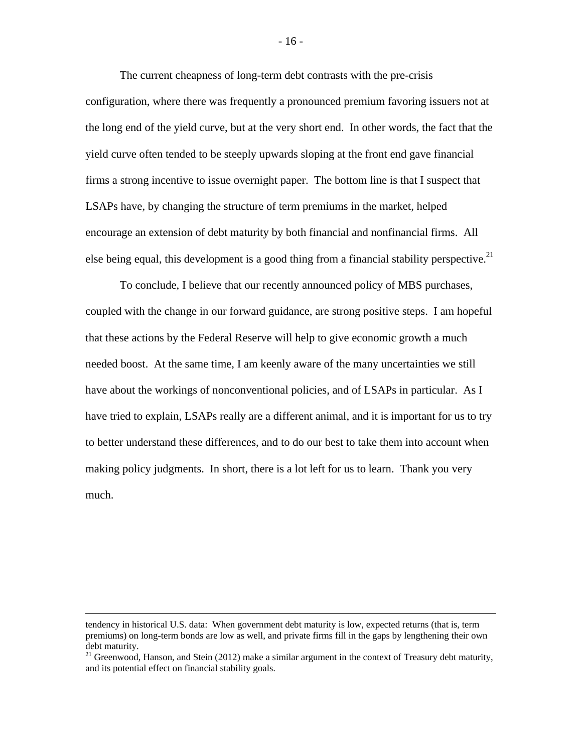The current cheapness of long-term debt contrasts with the pre-crisis configuration, where there was frequently a pronounced premium favoring issuers not at the long end of the yield curve, but at the very short end. In other words, the fact that the yield curve often tended to be steeply upwards sloping at the front end gave financial firms a strong incentive to issue overnight paper. The bottom line is that I suspect that LSAPs have, by changing the structure of term premiums in the market, helped encourage an extension of debt maturity by both financial and nonfinancial firms. All else being equal, this development is a good thing from a financial stability perspective.[21]

To conclude, I believe that our recently announced policy of MBS purchases, coupled with the change in our forward guidance, are strong positive steps. I am hopeful that these actions by the Federal Reserve will help to give economic growth a much needed boost. At the same time, I am keenly aware of the many uncertainties we still have about the workings of nonconventional policies, and of LSAPs in particular. As I have tried to explain, LSAPs really are a different animal, and it is important for us to try to better understand these differences, and to do our best to take them into account when making policy judgments. In short, there is a lot left for us to learn. Thank you very much.

---

tendency in historical U.S. data: When government debt maturity is low, expected returns (that is, term premiums) on long-term bonds are low as well, and private firms fill in the gaps by lengthening their own debt maturity.

[21] Greenwood, Hanson, and Stein (2012) make a similar argument in the context of Treasury debt maturity, and its potential effect on financial stability goals.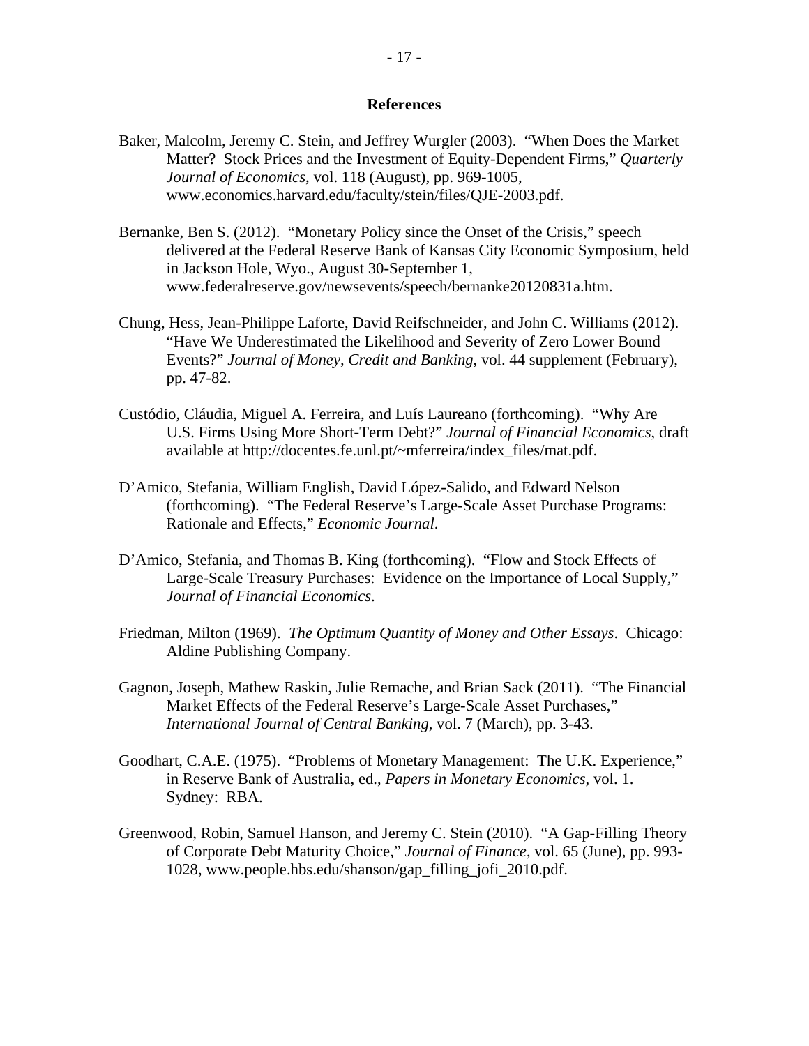## References

Baker, Malcolm, Jeremy C. Stein, and Jeffrey Wurgler (2003). "When Does the Market Matter? Stock Prices and the Investment of Equity-Dependent Firms," *Quarterly Journal of Economics*, vol. 118 (August), pp. 969-1005, www.economics.harvard.edu/faculty/stein/files/QJE-2003.pdf.

Bernanke, Ben S. (2012). "Monetary Policy since the Onset of the Crisis," speech delivered at the Federal Reserve Bank of Kansas City Economic Symposium, held in Jackson Hole, Wyo., August 30-September 1, www.federalreserve.gov/newsevents/speech/bernanke20120831a.htm.

Chung, Hess, Jean-Philippe Laforte, David Reifschneider, and John C. Williams (2012). "Have We Underestimated the Likelihood and Severity of Zero Lower Bound Events?" *Journal of Money, Credit and Banking*, vol. 44 supplement (February), pp. 47-82.

Custódio, Cláudia, Miguel A. Ferreira, and Luís Laureano (forthcoming). "Why Are U.S. Firms Using More Short-Term Debt?" *Journal of Financial Economics*, draft available at http://docentes.fe.unl.pt/~mferreira/index_files/mat.pdf.

D'Amico, Stefania, William English, David López-Salido, and Edward Nelson (forthcoming). "The Federal Reserve's Large-Scale Asset Purchase Programs: Rationale and Effects," *Economic Journal*.

D'Amico, Stefania, and Thomas B. King (forthcoming). "Flow and Stock Effects of Large-Scale Treasury Purchases: Evidence on the Importance of Local Supply," *Journal of Financial Economics*.

Friedman, Milton (1969). *The Optimum Quantity of Money and Other Essays*. Chicago: Aldine Publishing Company.

Gagnon, Joseph, Mathew Raskin, Julie Remache, and Brian Sack (2011). "The Financial Market Effects of the Federal Reserve's Large-Scale Asset Purchases," *International Journal of Central Banking*, vol. 7 (March), pp. 3-43.

Goodhart, C.A.E. (1975). "Problems of Monetary Management: The U.K. Experience," in Reserve Bank of Australia, ed., *Papers in Monetary Economics*, vol. 1. Sydney: RBA.

Greenwood, Robin, Samuel Hanson, and Jeremy C. Stein (2010). "A Gap-Filling Theory of Corporate Debt Maturity Choice," *Journal of Finance*, vol. 65 (June), pp. 993-1028, www.people.hbs.edu/shanson/gap_filling_jofi_2010.pdf.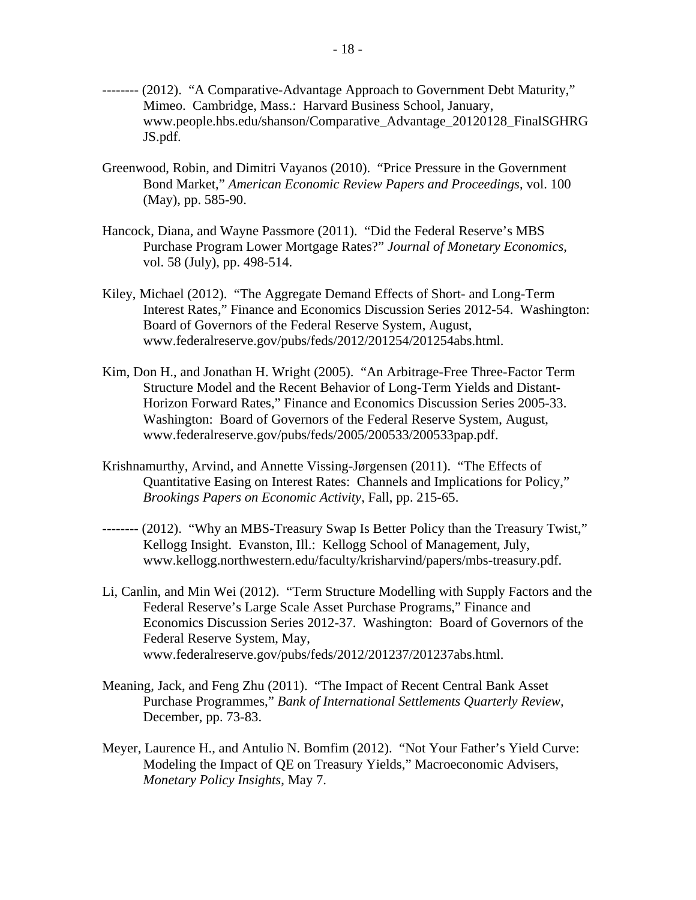-------- (2012). “A Comparative-Advantage Approach to Government Debt Maturity,” Mimeo. Cambridge, Mass.: Harvard Business School, January, www.people.hbs.edu/shanson/Comparative_Advantage_20120128_FinalSGHRGJS.pdf.

Greenwood, Robin, and Dimitri Vayanos (2010). “Price Pressure in the Government Bond Market,” *American Economic Review Papers and Proceedings*, vol. 100 (May), pp. 585-90.

Hancock, Diana, and Wayne Passmore (2011). “Did the Federal Reserve’s MBS Purchase Program Lower Mortgage Rates?” *Journal of Monetary Economics*, vol. 58 (July), pp. 498-514.

Kiley, Michael (2012). “The Aggregate Demand Effects of Short- and Long-Term Interest Rates,” Finance and Economics Discussion Series 2012-54. Washington: Board of Governors of the Federal Reserve System, August, www.federalreserve.gov/pubs/feds/2012/201254/201254abs.html.

Kim, Don H., and Jonathan H. Wright (2005). “An Arbitrage-Free Three-Factor Term Structure Model and the Recent Behavior of Long-Term Yields and Distant-Horizon Forward Rates,” Finance and Economics Discussion Series 2005-33. Washington: Board of Governors of the Federal Reserve System, August, www.federalreserve.gov/pubs/feds/2005/200533/200533pap.pdf.

Krishnamurthy, Arvind, and Annette Vissing-Jørgensen (2011). “The Effects of Quantitative Easing on Interest Rates: Channels and Implications for Policy,” *Brookings Papers on Economic Activity*, Fall, pp. 215-65.

-------- (2012). “Why an MBS-Treasury Swap Is Better Policy than the Treasury Twist,” Kellogg Insight. Evanston, Ill.: Kellogg School of Management, July, www.kellogg.northwestern.edu/faculty/krisharvind/papers/mbs-treasury.pdf.

Li, Canlin, and Min Wei (2012). “Term Structure Modelling with Supply Factors and the Federal Reserve’s Large Scale Asset Purchase Programs,” Finance and Economics Discussion Series 2012-37. Washington: Board of Governors of the Federal Reserve System, May, www.federalreserve.gov/pubs/feds/2012/201237/201237abs.html.

Meaning, Jack, and Feng Zhu (2011). “The Impact of Recent Central Bank Asset Purchase Programmes,” *Bank of International Settlements Quarterly Review*, December, pp. 73-83.

Meyer, Laurence H., and Antulio N. Bomfim (2012). “Not Your Father’s Yield Curve: Modeling the Impact of QE on Treasury Yields,” Macroeconomic Advisers, *Monetary Policy Insights*, May 7.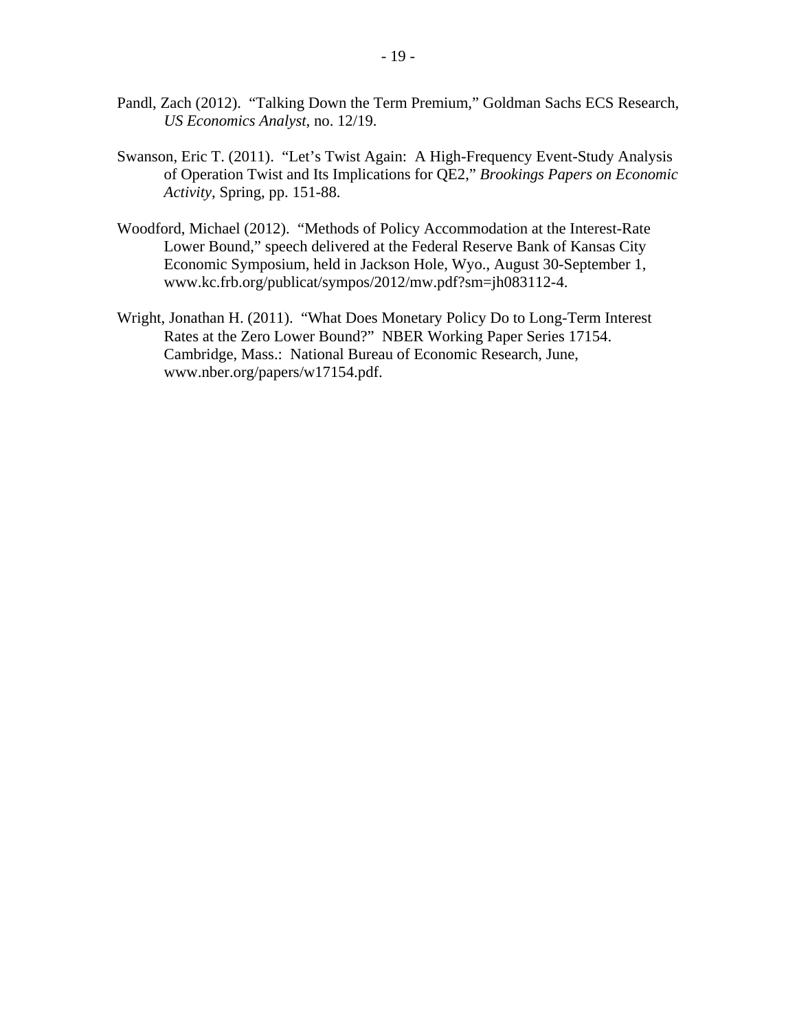Pandl, Zach (2012). “Talking Down the Term Premium,” Goldman Sachs ECS Research, *US Economics Analyst*, no. 12/19.

Swanson, Eric T. (2011). “Let’s Twist Again: A High-Frequency Event-Study Analysis of Operation Twist and Its Implications for QE2,” *Brookings Papers on Economic Activity*, Spring, pp. 151-88.

Woodford, Michael (2012). “Methods of Policy Accommodation at the Interest-Rate Lower Bound,” speech delivered at the Federal Reserve Bank of Kansas City Economic Symposium, held in Jackson Hole, Wyo., August 30-September 1, www.kc.frb.org/publicat/sympos/2012/mw.pdf?sm=jh083112-4.

Wright, Jonathan H. (2011). “What Does Monetary Policy Do to Long-Term Interest Rates at the Zero Lower Bound?” NBER Working Paper Series 17154. Cambridge, Mass.: National Bureau of Economic Research, June, www.nber.org/papers/w17154.pdf.